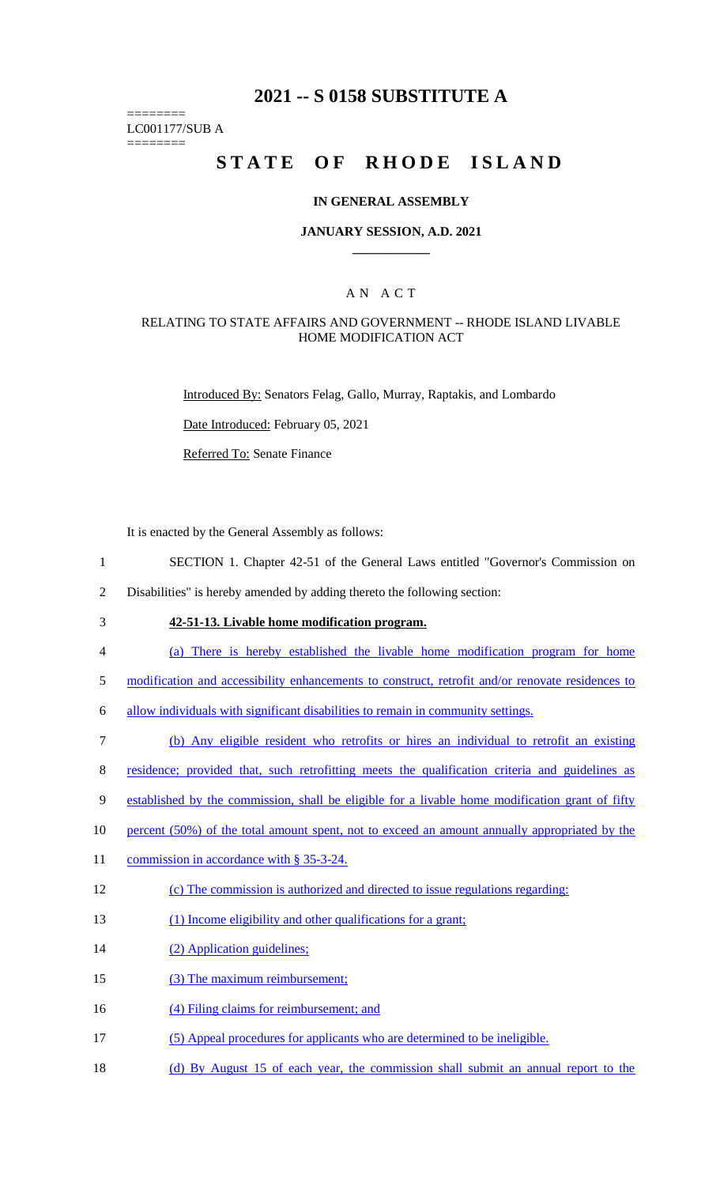# 2021 -- S 0158 SUBSTITUTE A

========
LC001177/SUB A
========

# STATE OF RHODE ISLAND

## IN GENERAL ASSEMBLY

### JANUARY SESSION, A.D. 2021

---

A N A C T

RELATING TO STATE AFFAIRS AND GOVERNMENT -- RHODE ISLAND LIVABLE HOME MODIFICATION ACT

Introduced By: Senators Felag, Gallo, Murray, Raptakis, and Lombardo

Date Introduced: February 05, 2021

Referred To: Senate Finance

It is enacted by the General Assembly as follows:

1 SECTION 1. Chapter 42-51 of the General Laws entitled "Governor's Commission on
2 Disabilities" is hereby amended by adding thereto the following section:

3 **42-51-13. Livable home modification program.**

4 (a) There is hereby established the livable home modification program for home
5 modification and accessibility enhancements to construct, retrofit and/or renovate residences to
6 allow individuals with significant disabilities to remain in community settings.

7 (b) Any eligible resident who retrofits or hires an individual to retrofit an existing
8 residence; provided that, such retrofitting meets the qualification criteria and guidelines as
9 established by the commission, shall be eligible for a livable home modification grant of fifty
10 percent (50%) of the total amount spent, not to exceed an amount annually appropriated by the
11 commission in accordance with § 35-3-24.

12 (c) The commission is authorized and directed to issue regulations regarding:

13 (1) Income eligibility and other qualifications for a grant;

14 (2) Application guidelines;

15 (3) The maximum reimbursement;

16 (4) Filing claims for reimbursement; and

17 (5) Appeal procedures for applicants who are determined to be ineligible.

18 (d) By August 15 of each year, the commission shall submit an annual report to the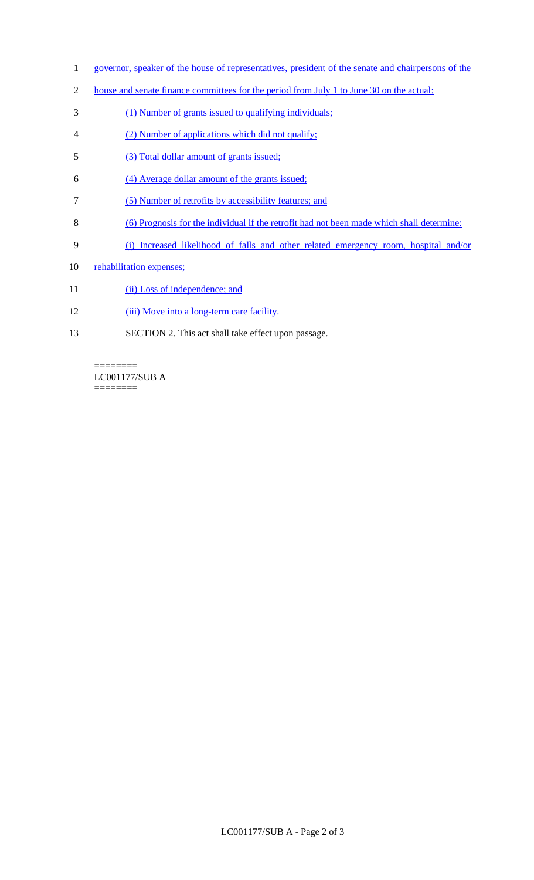governor, speaker of the house of representatives, president of the senate and chairpersons of the house and senate finance committees for the period from July 1 to June 30 on the actual:

(1) Number of grants issued to qualifying individuals;

(2) Number of applications which did not qualify;

(3) Total dollar amount of grants issued;

(4) Average dollar amount of the grants issued;

(5) Number of retrofits by accessibility features; and

(6) Prognosis for the individual if the retrofit had not been made which shall determine:

(i) Increased likelihood of falls and other related emergency room, hospital and/or rehabilitation expenses;

(ii) Loss of independence; and

(iii) Move into a long-term care facility.

SECTION 2. This act shall take effect upon passage.

========
LC001177/SUB A
========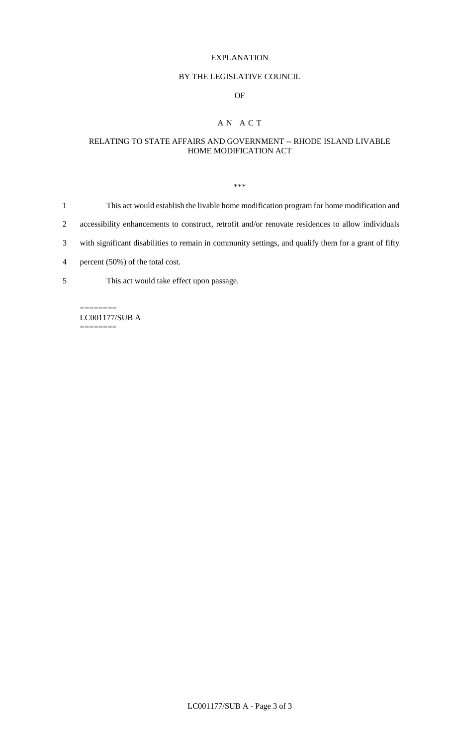EXPLANATION

BY THE LEGISLATIVE COUNCIL

OF

A N A C T

RELATING TO STATE AFFAIRS AND GOVERNMENT -- RHODE ISLAND LIVABLE HOME MODIFICATION ACT

\*\*\*

1 This act would establish the livable home modification program for home modification and
2 accessibility enhancements to construct, retrofit and/or renovate residences to allow individuals
3 with significant disabilities to remain in community settings, and qualify them for a grant of fifty
4 percent (50%) of the total cost.
5 This act would take effect upon passage.

========
LC001177/SUB A
========